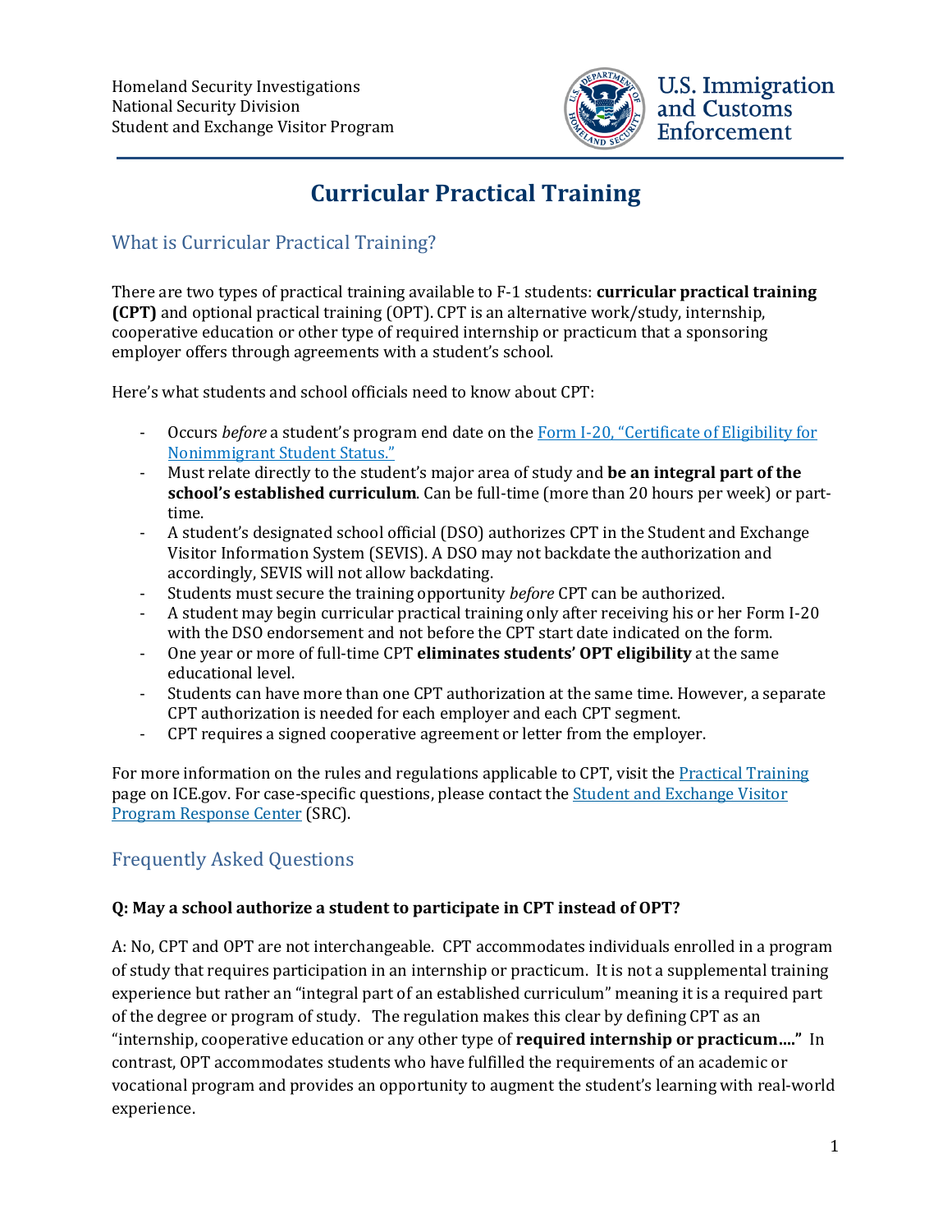Homeland Security Investigations
National Security Division
Student and Exchange Visitor Program

U.S. Immigration and Customs Enforcement

# Curricular Practical Training

## What is Curricular Practical Training?

There are two types of practical training available to F-1 students: **curricular practical training (CPT)** and optional practical training (OPT). CPT is an alternative work/study, internship, cooperative education or other type of required internship or practicum that a sponsoring employer offers through agreements with a student's school.

Here's what students and school officials need to know about CPT:

- Occurs *before* a student's program end date on the Form I-20, "Certificate of Eligibility for Nonimmigrant Student Status."
- Must relate directly to the student's major area of study and **be an integral part of the school's established curriculum**. Can be full-time (more than 20 hours per week) or part-time.
- A student's designated school official (DSO) authorizes CPT in the Student and Exchange Visitor Information System (SEVIS). A DSO may not backdate the authorization and accordingly, SEVIS will not allow backdating.
- Students must secure the training opportunity *before* CPT can be authorized.
- A student may begin curricular practical training only after receiving his or her Form I-20 with the DSO endorsement and not before the CPT start date indicated on the form.
- One year or more of full-time CPT **eliminates students' OPT eligibility** at the same educational level.
- Students can have more than one CPT authorization at the same time. However, a separate CPT authorization is needed for each employer and each CPT segment.
- CPT requires a signed cooperative agreement or letter from the employer.

For more information on the rules and regulations applicable to CPT, visit the Practical Training page on ICE.gov. For case-specific questions, please contact the Student and Exchange Visitor Program Response Center (SRC).

## Frequently Asked Questions

**Q: May a school authorize a student to participate in CPT instead of OPT?**

A: No, CPT and OPT are not interchangeable. CPT accommodates individuals enrolled in a program of study that requires participation in an internship or practicum. It is not a supplemental training experience but rather an "integral part of an established curriculum" meaning it is a required part of the degree or program of study. The regulation makes this clear by defining CPT as an "internship, cooperative education or any other type of **required internship or practicum…."** In contrast, OPT accommodates students who have fulfilled the requirements of an academic or vocational program and provides an opportunity to augment the student's learning with real-world experience.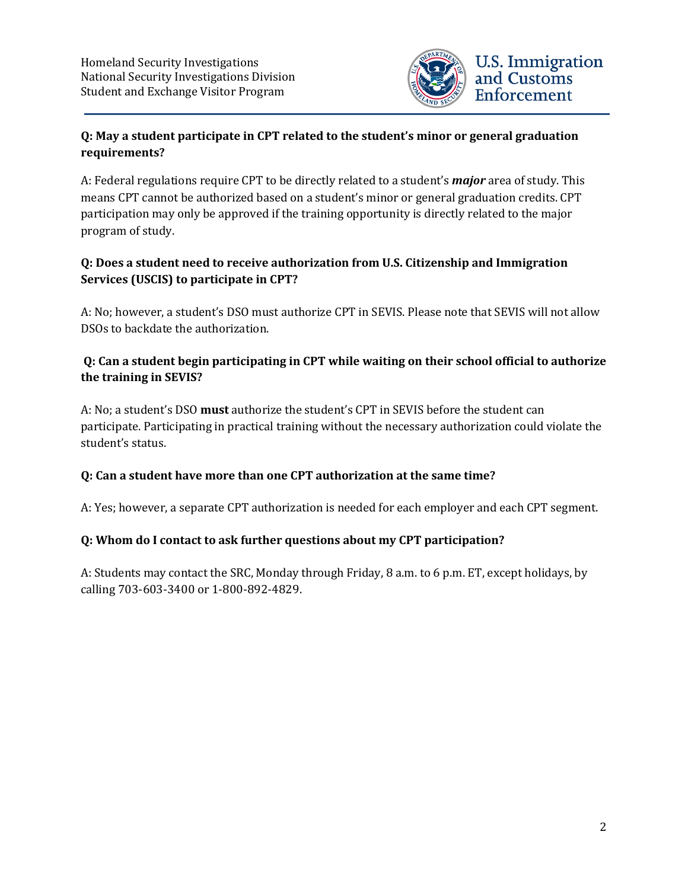**Q: May a student participate in CPT related to the student's minor or general graduation requirements?**

A: Federal regulations require CPT to be directly related to a student's ***major*** area of study. This means CPT cannot be authorized based on a student's minor or general graduation credits. CPT participation may only be approved if the training opportunity is directly related to the major program of study.

**Q: Does a student need to receive authorization from U.S. Citizenship and Immigration Services (USCIS) to participate in CPT?**

A: No; however, a student's DSO must authorize CPT in SEVIS. Please note that SEVIS will not allow DSOs to backdate the authorization.

**Q: Can a student begin participating in CPT while waiting on their school official to authorize the training in SEVIS?**

A: No; a student's DSO **must** authorize the student's CPT in SEVIS before the student can participate. Participating in practical training without the necessary authorization could violate the student's status.

**Q: Can a student have more than one CPT authorization at the same time?**

A: Yes; however, a separate CPT authorization is needed for each employer and each CPT segment.

**Q: Whom do I contact to ask further questions about my CPT participation?**

A: Students may contact the SRC, Monday through Friday, 8 a.m. to 6 p.m. ET, except holidays, by calling 703-603-3400 or 1-800-892-4829.